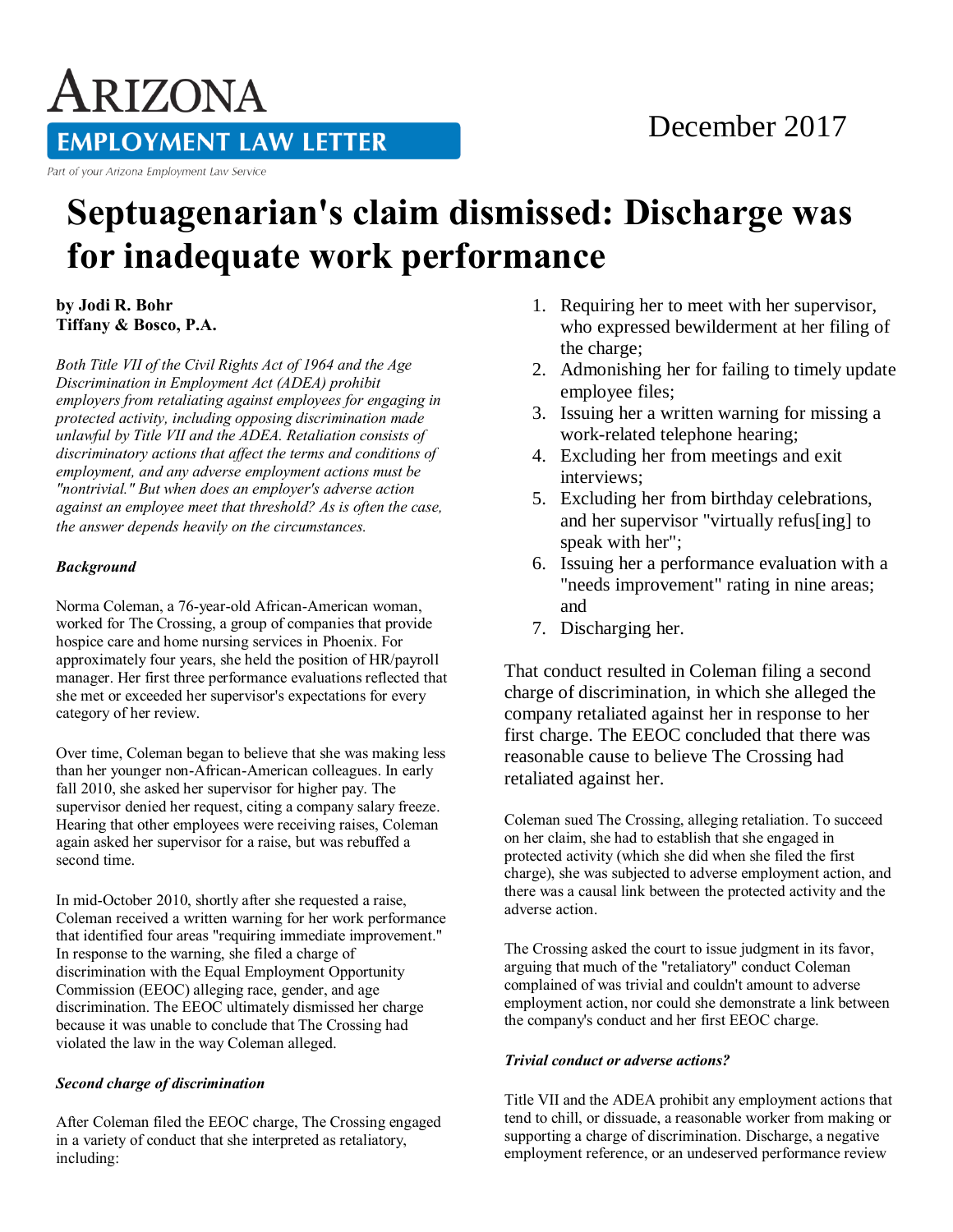ARIZONA

EMPLOYMENT LAW LETTER

Part of your Arizona Employment Law Service

December 2017

# Septuagenarian's claim dismissed: Discharge was for inadequate work performance

**by Jodi R. Bohr**
**Tiffany & Bosco, P.A.**

*Both Title VII of the Civil Rights Act of 1964 and the Age Discrimination in Employment Act (ADEA) prohibit employers from retaliating against employees for engaging in protected activity, including opposing discrimination made unlawful by Title VII and the ADEA. Retaliation consists of discriminatory actions that affect the terms and conditions of employment, and any adverse employment actions must be "nontrivial." But when does an employer's adverse action against an employee meet that threshold? As is often the case, the answer depends heavily on the circumstances.*

***Background***

Norma Coleman, a 76-year-old African-American woman, worked for The Crossing, a group of companies that provide hospice care and home nursing services in Phoenix. For approximately four years, she held the position of HR/payroll manager. Her first three performance evaluations reflected that she met or exceeded her supervisor's expectations for every category of her review.

Over time, Coleman began to believe that she was making less than her younger non-African-American colleagues. In early fall 2010, she asked her supervisor for higher pay. The supervisor denied her request, citing a company salary freeze. Hearing that other employees were receiving raises, Coleman again asked her supervisor for a raise, but was rebuffed a second time.

In mid-October 2010, shortly after she requested a raise, Coleman received a written warning for her work performance that identified four areas "requiring immediate improvement." In response to the warning, she filed a charge of discrimination with the Equal Employment Opportunity Commission (EEOC) alleging race, gender, and age discrimination. The EEOC ultimately dismissed her charge because it was unable to conclude that The Crossing had violated the law in the way Coleman alleged.

***Second charge of discrimination***

After Coleman filed the EEOC charge, The Crossing engaged in a variety of conduct that she interpreted as retaliatory, including:

1. Requiring her to meet with her supervisor, who expressed bewilderment at her filing of the charge;
2. Admonishing her for failing to timely update employee files;
3. Issuing her a written warning for missing a work-related telephone hearing;
4. Excluding her from meetings and exit interviews;
5. Excluding her from birthday celebrations, and her supervisor "virtually refus[ing] to speak with her";
6. Issuing her a performance evaluation with a "needs improvement" rating in nine areas; and
7. Discharging her.

That conduct resulted in Coleman filing a second charge of discrimination, in which she alleged the company retaliated against her in response to her first charge. The EEOC concluded that there was reasonable cause to believe The Crossing had retaliated against her.

Coleman sued The Crossing, alleging retaliation. To succeed on her claim, she had to establish that she engaged in protected activity (which she did when she filed the first charge), she was subjected to adverse employment action, and there was a causal link between the protected activity and the adverse action.

The Crossing asked the court to issue judgment in its favor, arguing that much of the "retaliatory" conduct Coleman complained of was trivial and couldn't amount to adverse employment action, nor could she demonstrate a link between the company's conduct and her first EEOC charge.

***Trivial conduct or adverse actions?***

Title VII and the ADEA prohibit any employment actions that tend to chill, or dissuade, a reasonable worker from making or supporting a charge of discrimination. Discharge, a negative employment reference, or an undeserved performance review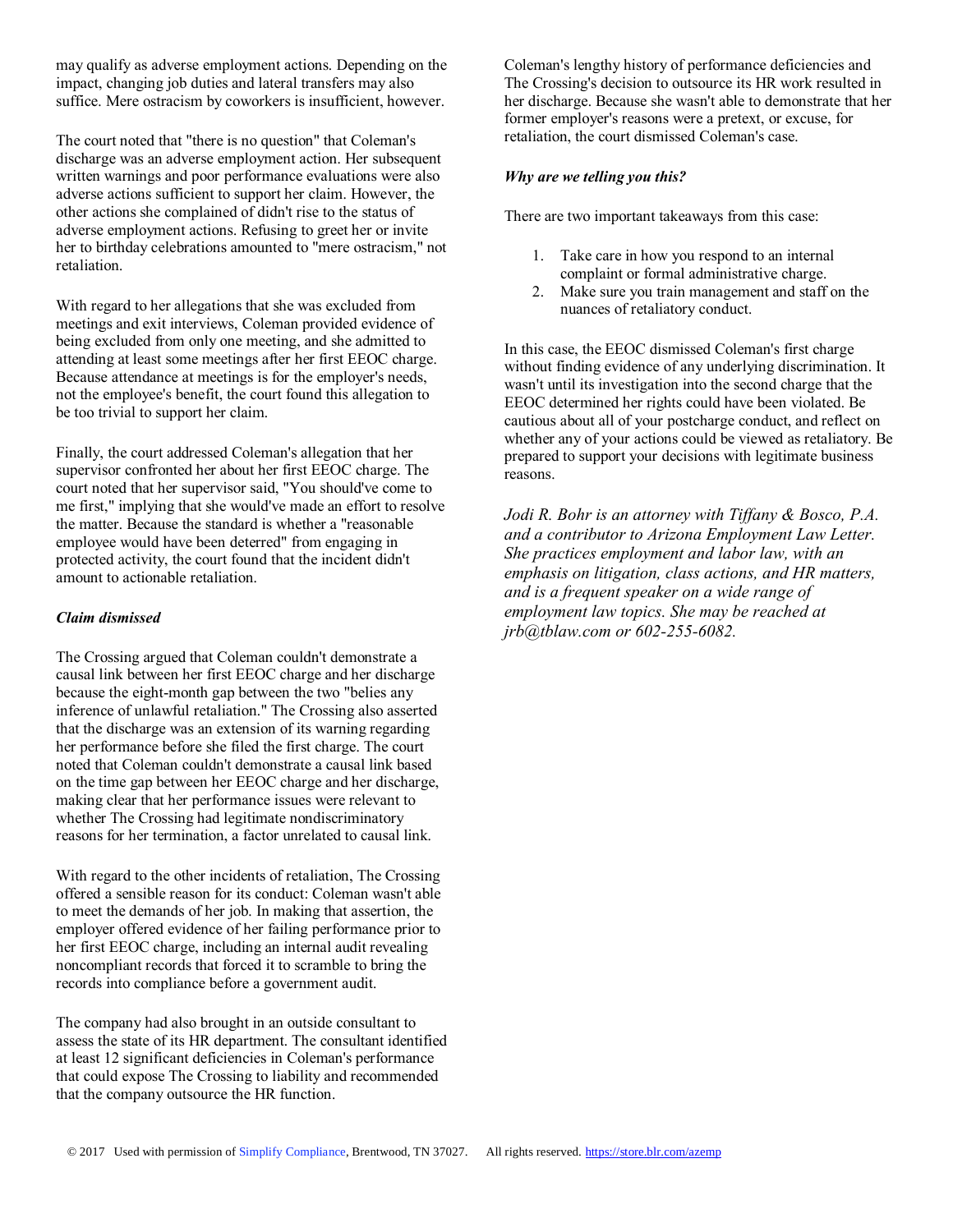may qualify as adverse employment actions. Depending on the impact, changing job duties and lateral transfers may also suffice. Mere ostracism by coworkers is insufficient, however.

The court noted that "there is no question" that Coleman's discharge was an adverse employment action. Her subsequent written warnings and poor performance evaluations were also adverse actions sufficient to support her claim. However, the other actions she complained of didn't rise to the status of adverse employment actions. Refusing to greet her or invite her to birthday celebrations amounted to "mere ostracism," not retaliation.

With regard to her allegations that she was excluded from meetings and exit interviews, Coleman provided evidence of being excluded from only one meeting, and she admitted to attending at least some meetings after her first EEOC charge. Because attendance at meetings is for the employer's needs, not the employee's benefit, the court found this allegation to be too trivial to support her claim.

Finally, the court addressed Coleman's allegation that her supervisor confronted her about her first EEOC charge. The court noted that her supervisor said, "You should've come to me first," implying that she would've made an effort to resolve the matter. Because the standard is whether a "reasonable employee would have been deterred" from engaging in protected activity, the court found that the incident didn't amount to actionable retaliation.

***Claim dismissed***

The Crossing argued that Coleman couldn't demonstrate a causal link between her first EEOC charge and her discharge because the eight-month gap between the two "belies any inference of unlawful retaliation." The Crossing also asserted that the discharge was an extension of its warning regarding her performance before she filed the first charge. The court noted that Coleman couldn't demonstrate a causal link based on the time gap between her EEOC charge and her discharge, making clear that her performance issues were relevant to whether The Crossing had legitimate nondiscriminatory reasons for her termination, a factor unrelated to causal link.

With regard to the other incidents of retaliation, The Crossing offered a sensible reason for its conduct: Coleman wasn't able to meet the demands of her job. In making that assertion, the employer offered evidence of her failing performance prior to her first EEOC charge, including an internal audit revealing noncompliant records that forced it to scramble to bring the records into compliance before a government audit.

The company had also brought in an outside consultant to assess the state of its HR department. The consultant identified at least 12 significant deficiencies in Coleman's performance that could expose The Crossing to liability and recommended that the company outsource the HR function.

Coleman's lengthy history of performance deficiencies and The Crossing's decision to outsource its HR work resulted in her discharge. Because she wasn't able to demonstrate that her former employer's reasons were a pretext, or excuse, for retaliation, the court dismissed Coleman's case.

***Why are we telling you this?***

There are two important takeaways from this case:

1. Take care in how you respond to an internal complaint or formal administrative charge.
2. Make sure you train management and staff on the nuances of retaliatory conduct.

In this case, the EEOC dismissed Coleman's first charge without finding evidence of any underlying discrimination. It wasn't until its investigation into the second charge that the EEOC determined her rights could have been violated. Be cautious about all of your postcharge conduct, and reflect on whether any of your actions could be viewed as retaliatory. Be prepared to support your decisions with legitimate business reasons.

*Jodi R. Bohr is an attorney with Tiffany & Bosco, P.A. and a contributor to Arizona Employment Law Letter. She practices employment and labor law, with an emphasis on litigation, class actions, and HR matters, and is a frequent speaker on a wide range of employment law topics. She may be reached at jrb@tblaw.com or 602-255-6082.*

© 2017 Used with permission of Simplify Compliance, Brentwood, TN 37027. All rights reserved. https://store.blr.com/azemp